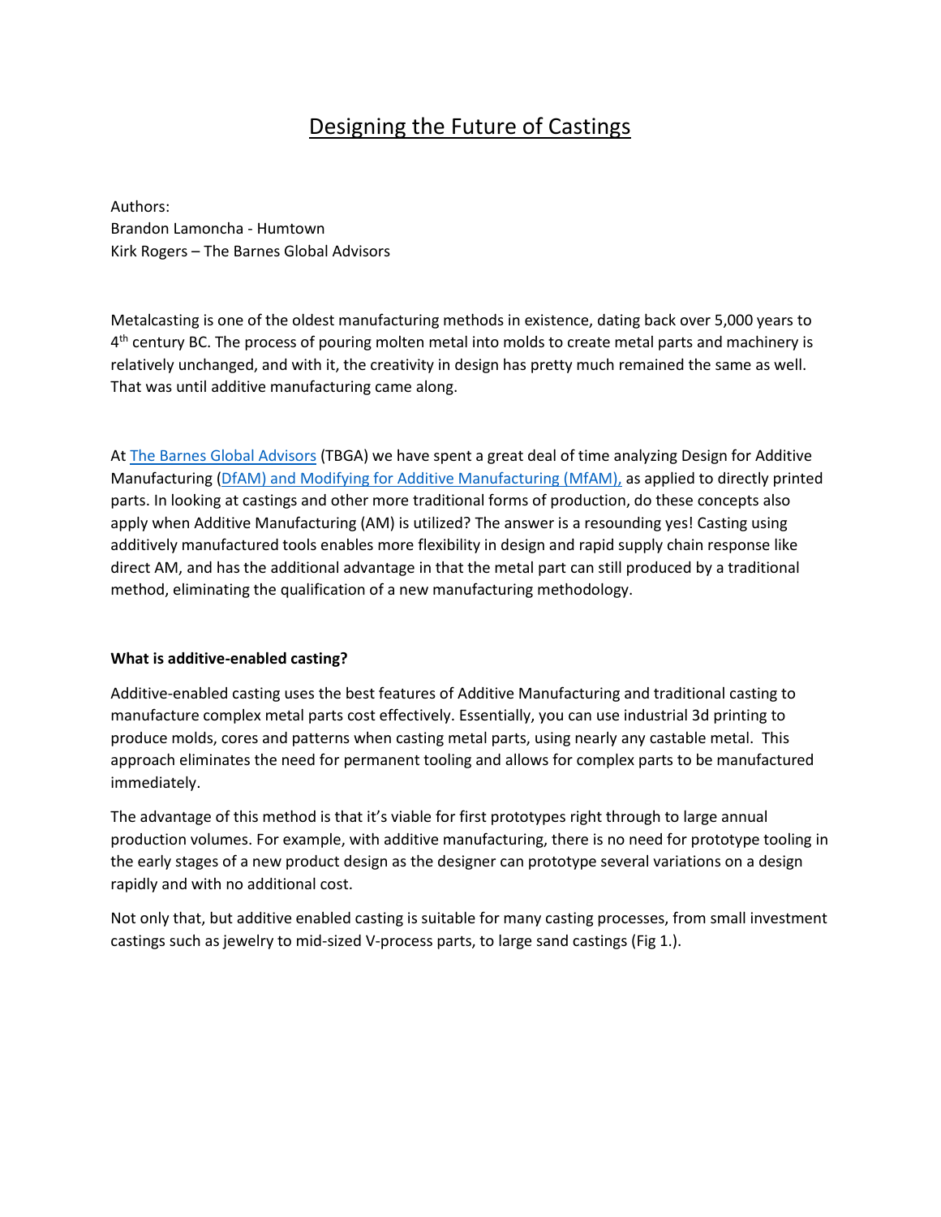# Designing the Future of Castings

Authors:
Brandon Lamoncha - Humtown
Kirk Rogers – The Barnes Global Advisors

Metalcasting is one of the oldest manufacturing methods in existence, dating back over 5,000 years to 4th century BC. The process of pouring molten metal into molds to create metal parts and machinery is relatively unchanged, and with it, the creativity in design has pretty much remained the same as well. That was until additive manufacturing came along.

At The Barnes Global Advisors (TBGA) we have spent a great deal of time analyzing Design for Additive Manufacturing (DfAM) and Modifying for Additive Manufacturing (MfAM), as applied to directly printed parts. In looking at castings and other more traditional forms of production, do these concepts also apply when Additive Manufacturing (AM) is utilized? The answer is a resounding yes! Casting using additively manufactured tools enables more flexibility in design and rapid supply chain response like direct AM, and has the additional advantage in that the metal part can still produced by a traditional method, eliminating the qualification of a new manufacturing methodology.

**What is additive-enabled casting?**

Additive-enabled casting uses the best features of Additive Manufacturing and traditional casting to manufacture complex metal parts cost effectively. Essentially, you can use industrial 3d printing to produce molds, cores and patterns when casting metal parts, using nearly any castable metal. This approach eliminates the need for permanent tooling and allows for complex parts to be manufactured immediately.

The advantage of this method is that it's viable for first prototypes right through to large annual production volumes. For example, with additive manufacturing, there is no need for prototype tooling in the early stages of a new product design as the designer can prototype several variations on a design rapidly and with no additional cost.

Not only that, but additive enabled casting is suitable for many casting processes, from small investment castings such as jewelry to mid-sized V-process parts, to large sand castings (Fig 1.).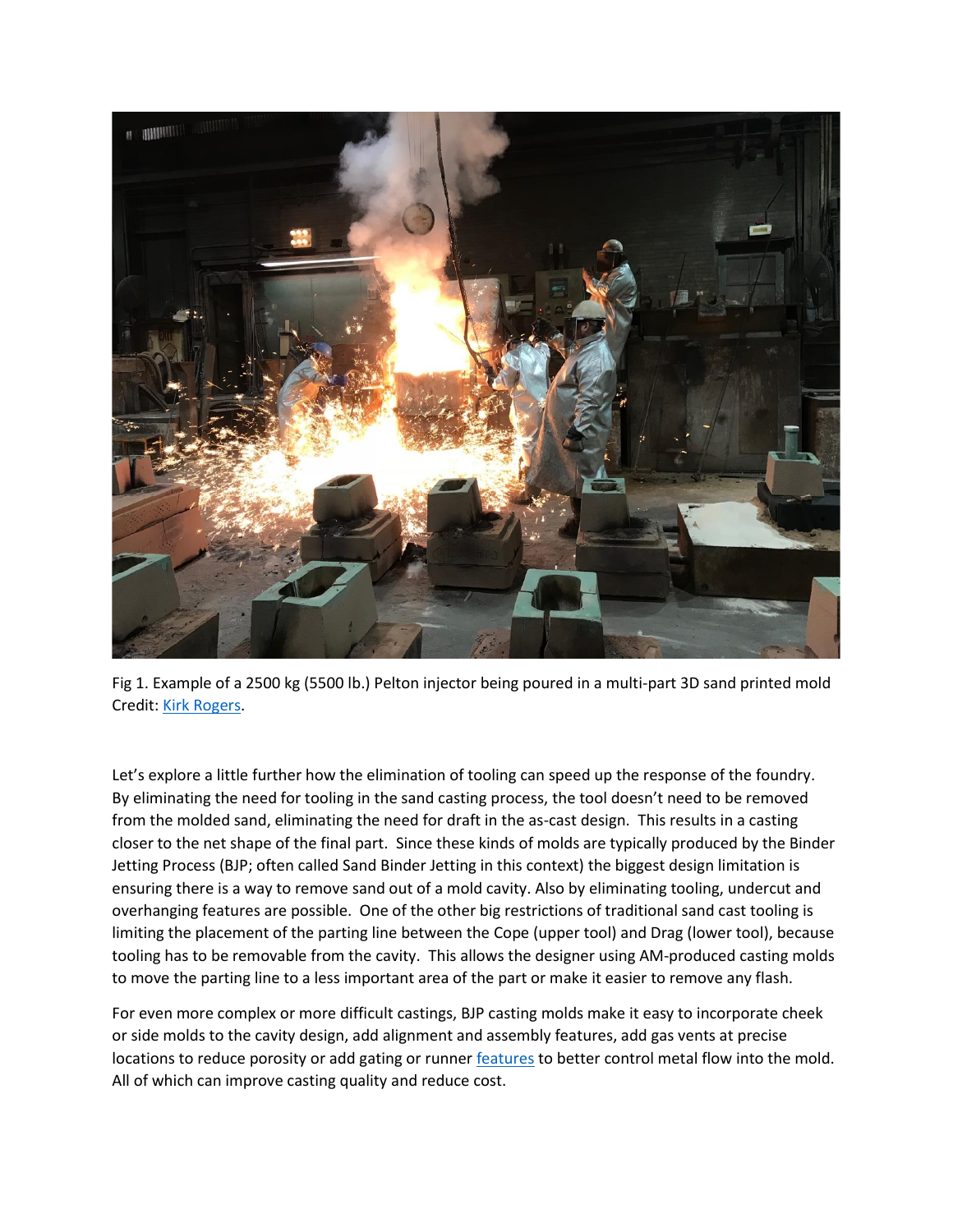Fig 1. Example of a 2500 kg (5500 lb.) Pelton injector being poured in a multi-part 3D sand printed mold Credit: Kirk Rogers.

Let's explore a little further how the elimination of tooling can speed up the response of the foundry. By eliminating the need for tooling in the sand casting process, the tool doesn't need to be removed from the molded sand, eliminating the need for draft in the as-cast design. This results in a casting closer to the net shape of the final part. Since these kinds of molds are typically produced by the Binder Jetting Process (BJP; often called Sand Binder Jetting in this context) the biggest design limitation is ensuring there is a way to remove sand out of a mold cavity. Also by eliminating tooling, undercut and overhanging features are possible. One of the other big restrictions of traditional sand cast tooling is limiting the placement of the parting line between the Cope (upper tool) and Drag (lower tool), because tooling has to be removable from the cavity. This allows the designer using AM-produced casting molds to move the parting line to a less important area of the part or make it easier to remove any flash.

For even more complex or more difficult castings, BJP casting molds make it easy to incorporate cheek or side molds to the cavity design, add alignment and assembly features, add gas vents at precise locations to reduce porosity or add gating or runner features to better control metal flow into the mold. All of which can improve casting quality and reduce cost.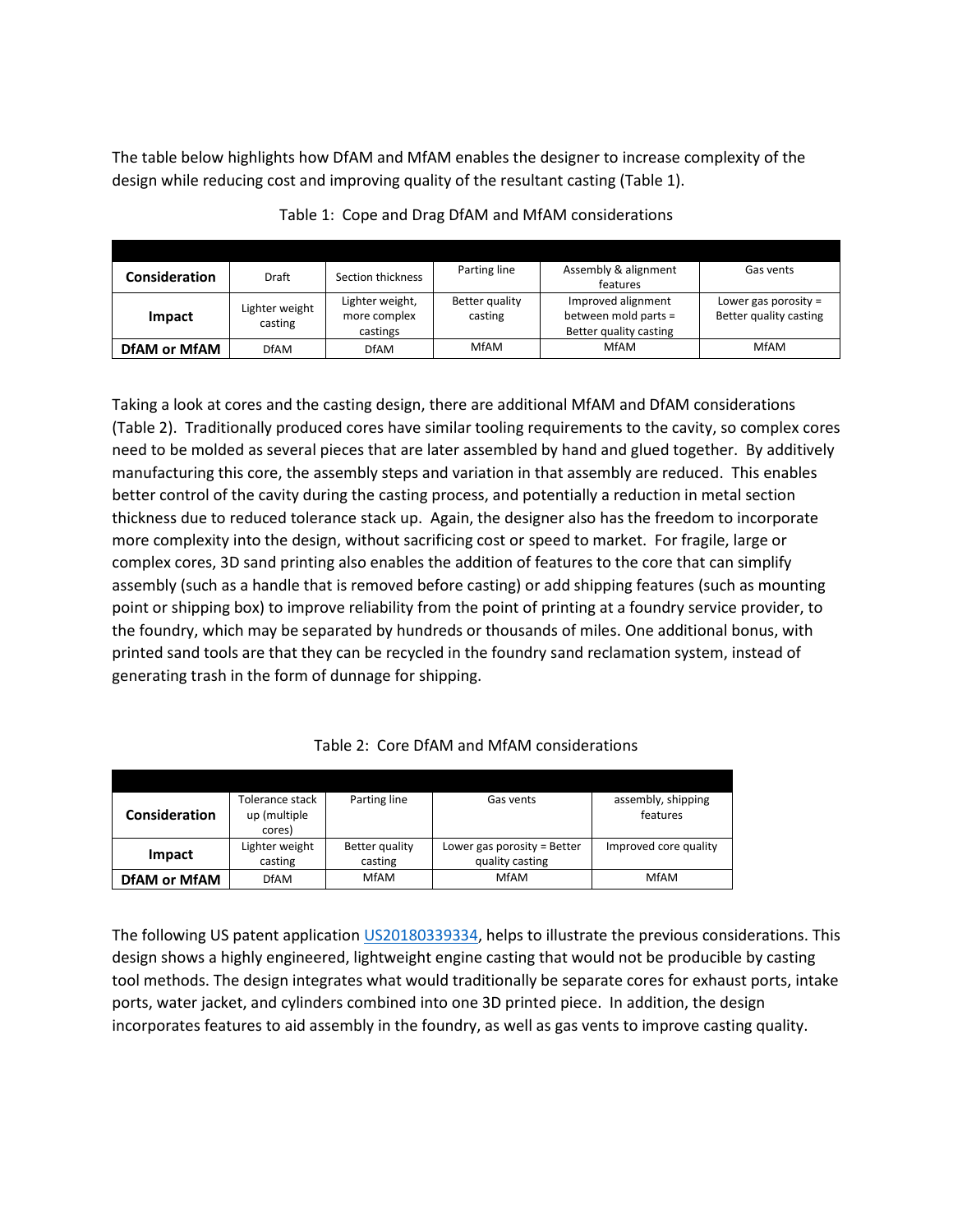The table below highlights how DfAM and MfAM enables the designer to increase complexity of the design while reducing cost and improving quality of the resultant casting (Table 1).

Table 1: Cope and Drag DfAM and MfAM considerations

| **Consideration** | Draft | Section thickness | Parting line | Assembly & alignment features | Gas vents |
|---|---|---|---|---|---|
| **Impact** | Lighter weight casting | Lighter weight, more complex castings | Better quality casting | Improved alignment between mold parts = Better quality casting | Lower gas porosity = Better quality casting |
| **DfAM or MfAM** | DfAM | DfAM | MfAM | MfAM | MfAM |

Taking a look at cores and the casting design, there are additional MfAM and DfAM considerations (Table 2). Traditionally produced cores have similar tooling requirements to the cavity, so complex cores need to be molded as several pieces that are later assembled by hand and glued together. By additively manufacturing this core, the assembly steps and variation in that assembly are reduced. This enables better control of the cavity during the casting process, and potentially a reduction in metal section thickness due to reduced tolerance stack up. Again, the designer also has the freedom to incorporate more complexity into the design, without sacrificing cost or speed to market. For fragile, large or complex cores, 3D sand printing also enables the addition of features to the core that can simplify assembly (such as a handle that is removed before casting) or add shipping features (such as mounting point or shipping box) to improve reliability from the point of printing at a foundry service provider, to the foundry, which may be separated by hundreds or thousands of miles. One additional bonus, with printed sand tools are that they can be recycled in the foundry sand reclamation system, instead of generating trash in the form of dunnage for shipping.

Table 2: Core DfAM and MfAM considerations

| **Consideration** | Tolerance stack up (multiple cores) | Parting line | Gas vents | assembly, shipping features |
|---|---|---|---|---|
| **Impact** | Lighter weight casting | Better quality casting | Lower gas porosity = Better quality casting | Improved core quality |
| **DfAM or MfAM** | DfAM | MfAM | MfAM | MfAM |

The following US patent application [US20180339334](US20180339334), helps to illustrate the previous considerations. This design shows a highly engineered, lightweight engine casting that would not be producible by casting tool methods. The design integrates what would traditionally be separate cores for exhaust ports, intake ports, water jacket, and cylinders combined into one 3D printed piece. In addition, the design incorporates features to aid assembly in the foundry, as well as gas vents to improve casting quality.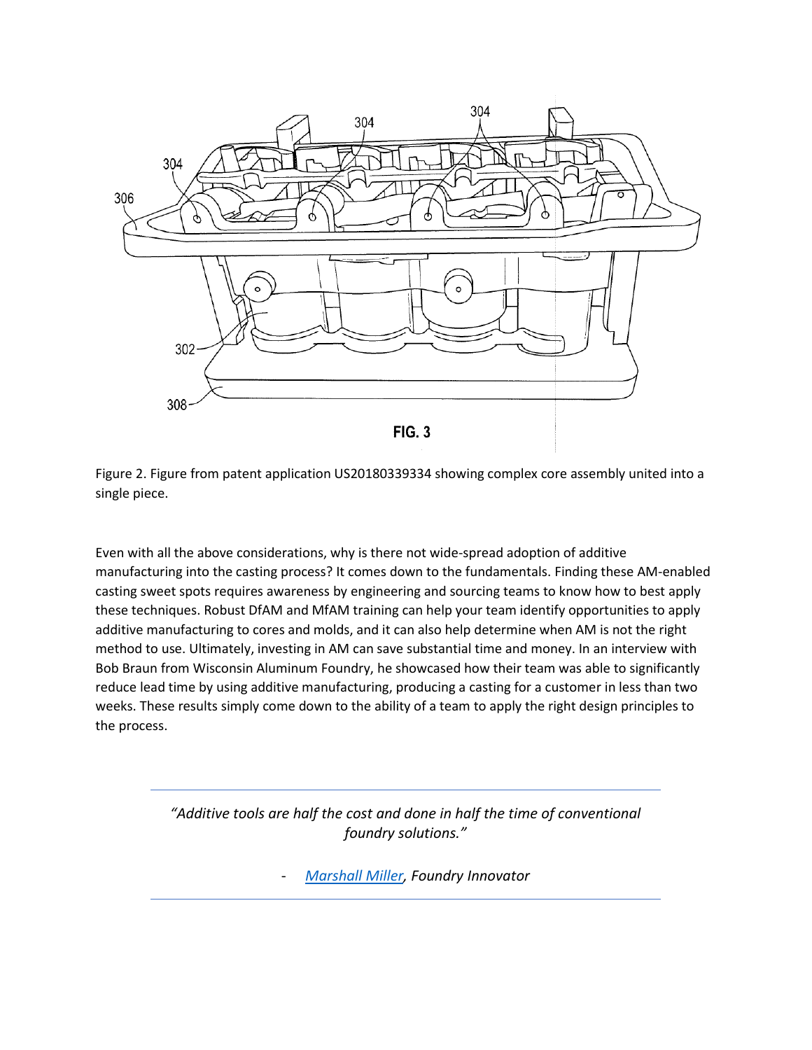Figure 2. Figure from patent application US20180339334 showing complex core assembly united into a single piece.

Even with all the above considerations, why is there not wide-spread adoption of additive manufacturing into the casting process? It comes down to the fundamentals. Finding these AM-enabled casting sweet spots requires awareness by engineering and sourcing teams to know how to best apply these techniques. Robust DfAM and MfAM training can help your team identify opportunities to apply additive manufacturing to cores and molds, and it can also help determine when AM is not the right method to use. Ultimately, investing in AM can save substantial time and money. In an interview with Bob Braun from Wisconsin Aluminum Foundry, he showcased how their team was able to significantly reduce lead time by using additive manufacturing, producing a casting for a customer in less than two weeks. These results simply come down to the ability of a team to apply the right design principles to the process.

---

> *"Additive tools are half the cost and done in half the time of conventional foundry solutions."*
>
> - *Marshall Miller, Foundry Innovator*

---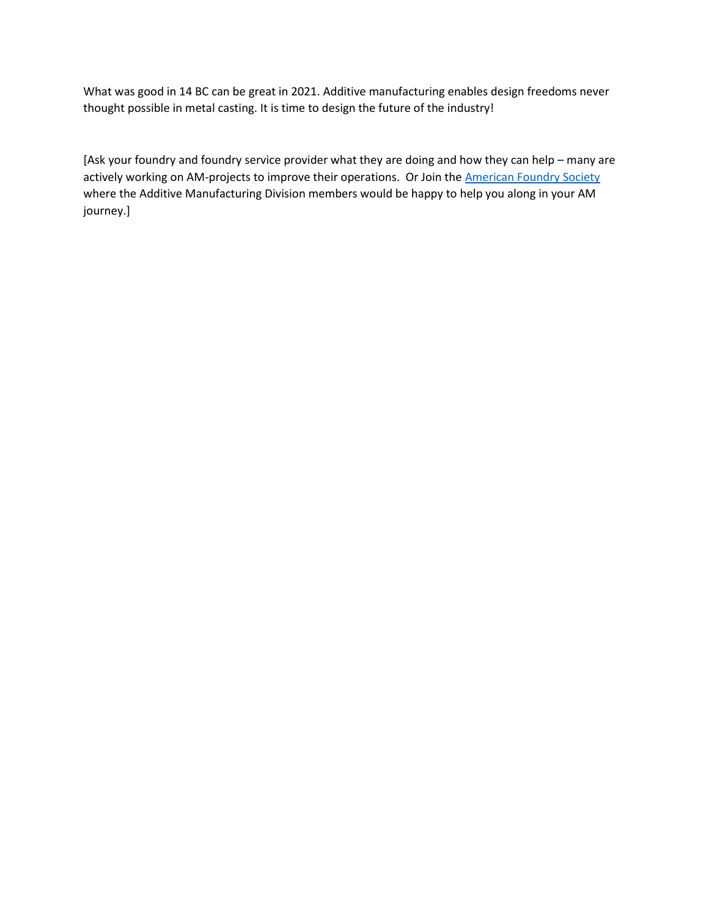What was good in 14 BC can be great in 2021. Additive manufacturing enables design freedoms never thought possible in metal casting. It is time to design the future of the industry!

[Ask your foundry and foundry service provider what they are doing and how they can help – many are actively working on AM-projects to improve their operations. Or Join the American Foundry Society where the Additive Manufacturing Division members would be happy to help you along in your AM journey.]